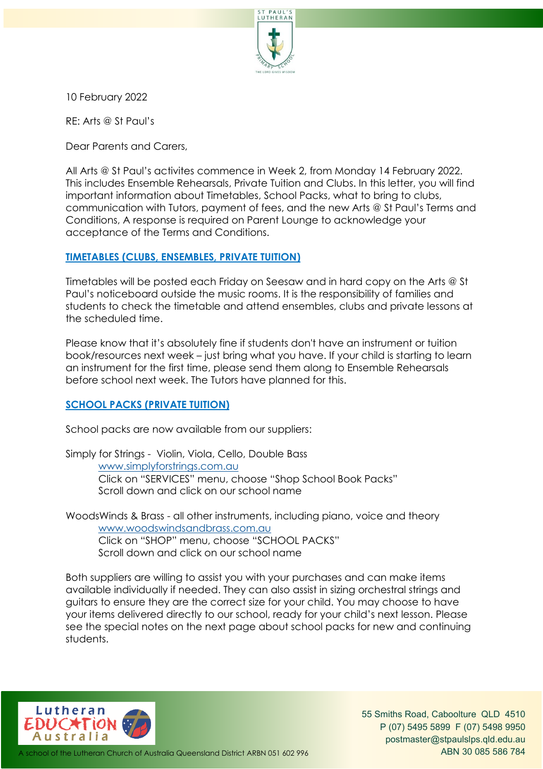10 February 2022

RE: Arts @ St Paul's

Dear Parents and Carers,

All Arts @ St Paul's activites commence in Week 2, from Monday 14 February 2022. This includes Ensemble Rehearsals, Private Tuition and Clubs. In this letter, you will find important information about Timetables, School Packs, what to bring to clubs, communication with Tutors, payment of fees, and the new Arts @ St Paul's Terms and Conditions, A response is required on Parent Lounge to acknowledge your acceptance of the Terms and Conditions.

## TIMETABLES (CLUBS, ENSEMBLES, PRIVATE TUITION)

Timetables will be posted each Friday on Seesaw and in hard copy on the Arts @ St Paul's noticeboard outside the music rooms. It is the responsibility of families and students to check the timetable and attend ensembles, clubs and private lessons at the scheduled time.

Please know that it's absolutely fine if students don't have an instrument or tuition book/resources next week – just bring what you have. If your child is starting to learn an instrument for the first time, please send them along to Ensemble Rehearsals before school next week. The Tutors have planned for this.

## SCHOOL PACKS (PRIVATE TUITION)

School packs are now available from our suppliers:

Simply for Strings - Violin, Viola, Cello, Double Bass
www.simplyforstrings.com.au
Click on "SERVICES" menu, choose "Shop School Book Packs"
Scroll down and click on our school name

WoodsWinds & Brass - all other instruments, including piano, voice and theory
www.woodswindsandbrass.com.au
Click on "SHOP" menu, choose "SCHOOL PACKS"
Scroll down and click on our school name

Both suppliers are willing to assist you with your purchases and can make items available individually if needed. They can also assist in sizing orchestral strings and guitars to ensure they are the correct size for your child. You may choose to have your items delivered directly to our school, ready for your child's next lesson. Please see the special notes on the next page about school packs for new and continuing students.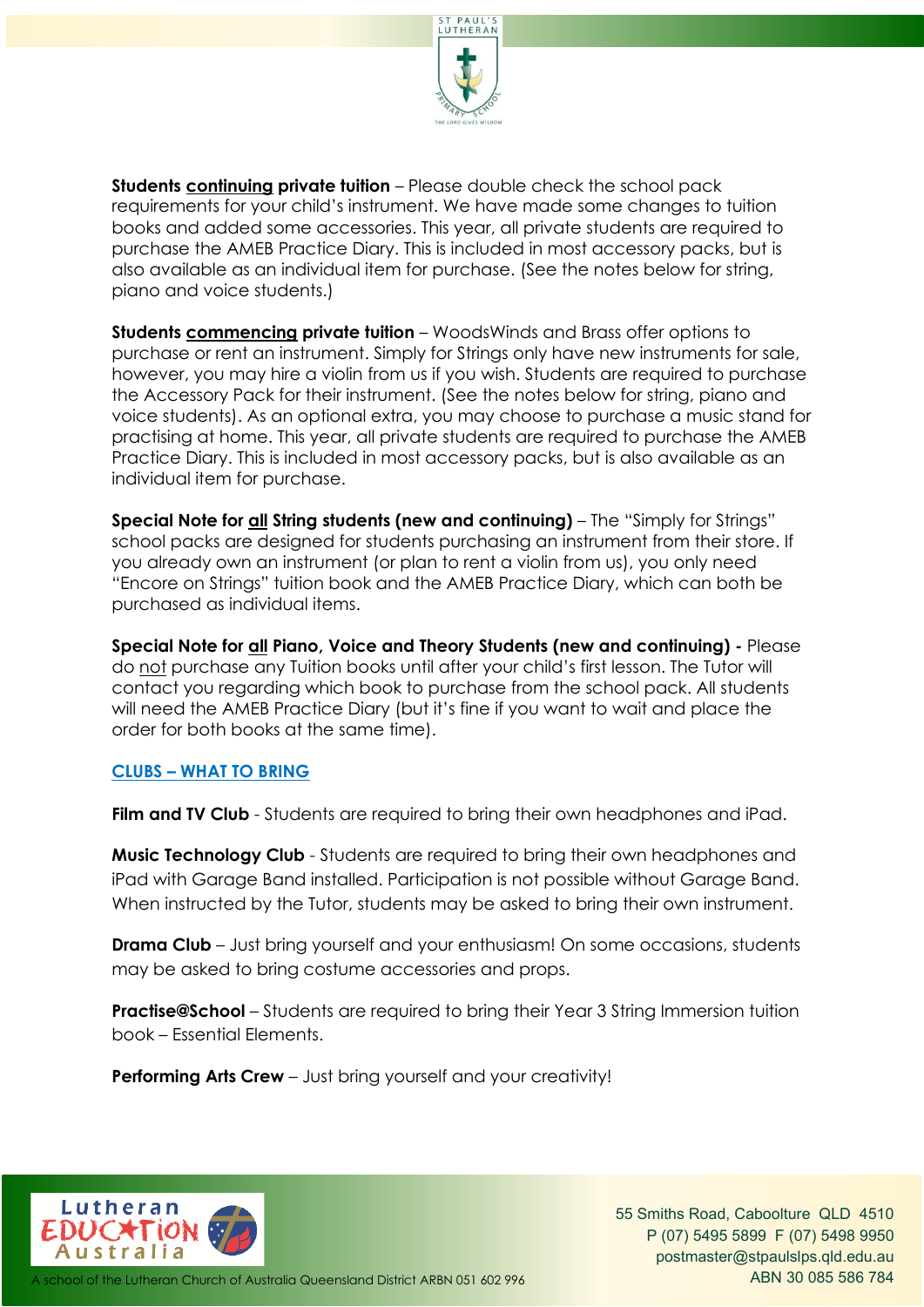**Students continuing private tuition** – Please double check the school pack requirements for your child's instrument. We have made some changes to tuition books and added some accessories. This year, all private students are required to purchase the AMEB Practice Diary. This is included in most accessory packs, but is also available as an individual item for purchase. (See the notes below for string, piano and voice students.)

**Students commencing private tuition** – WoodsWinds and Brass offer options to purchase or rent an instrument. Simply for Strings only have new instruments for sale, however, you may hire a violin from us if you wish. Students are required to purchase the Accessory Pack for their instrument. (See the notes below for string, piano and voice students). As an optional extra, you may choose to purchase a music stand for practising at home. This year, all private students are required to purchase the AMEB Practice Diary. This is included in most accessory packs, but is also available as an individual item for purchase.

**Special Note for all String students (new and continuing)** – The "Simply for Strings" school packs are designed for students purchasing an instrument from their store. If you already own an instrument (or plan to rent a violin from us), you only need "Encore on Strings" tuition book and the AMEB Practice Diary, which can both be purchased as individual items.

**Special Note for all Piano, Voice and Theory Students (new and continuing) -** Please do not purchase any Tuition books until after your child's first lesson. The Tutor will contact you regarding which book to purchase from the school pack. All students will need the AMEB Practice Diary (but it's fine if you want to wait and place the order for both books at the same time).

## CLUBS – WHAT TO BRING

**Film and TV Club** - Students are required to bring their own headphones and iPad.

**Music Technology Club** - Students are required to bring their own headphones and iPad with Garage Band installed. Participation is not possible without Garage Band. When instructed by the Tutor, students may be asked to bring their own instrument.

**Drama Club** – Just bring yourself and your enthusiasm! On some occasions, students may be asked to bring costume accessories and props.

**Practise@School** – Students are required to bring their Year 3 String Immersion tuition book – Essential Elements.

**Performing Arts Crew** – Just bring yourself and your creativity!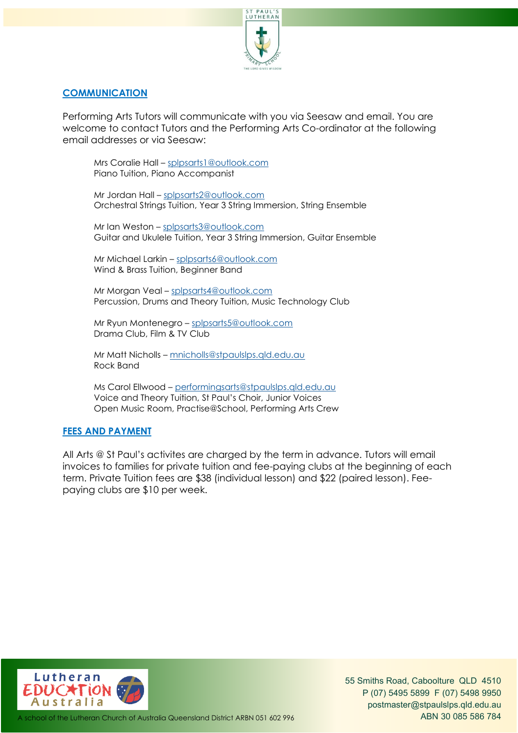## COMMUNICATION

Performing Arts Tutors will communicate with you via Seesaw and email. You are welcome to contact Tutors and the Performing Arts Co-ordinator at the following email addresses or via Seesaw:

Mrs Coralie Hall – splpsarts1@outlook.com
Piano Tuition, Piano Accompanist

Mr Jordan Hall – splpsarts2@outlook.com
Orchestral Strings Tuition, Year 3 String Immersion, String Ensemble

Mr Ian Weston – splpsarts3@outlook.com
Guitar and Ukulele Tuition, Year 3 String Immersion, Guitar Ensemble

Mr Michael Larkin – splpsarts6@outlook.com
Wind & Brass Tuition, Beginner Band

Mr Morgan Veal – splpsarts4@outlook.com
Percussion, Drums and Theory Tuition, Music Technology Club

Mr Ryun Montenegro – splpsarts5@outlook.com
Drama Club, Film & TV Club

Mr Matt Nicholls – mnicholls@stpaulslps.qld.edu.au
Rock Band

Ms Carol Ellwood – performingsarts@stpaulslps.qld.edu.au
Voice and Theory Tuition, St Paul's Choir, Junior Voices
Open Music Room, Practise@School, Performing Arts Crew

## FEES AND PAYMENT

All Arts @ St Paul's activites are charged by the term in advance. Tutors will email invoices to families for private tuition and fee-paying clubs at the beginning of each term. Private Tuition fees are $38 (individual lesson) and $22 (paired lesson). Fee-paying clubs are $10 per week.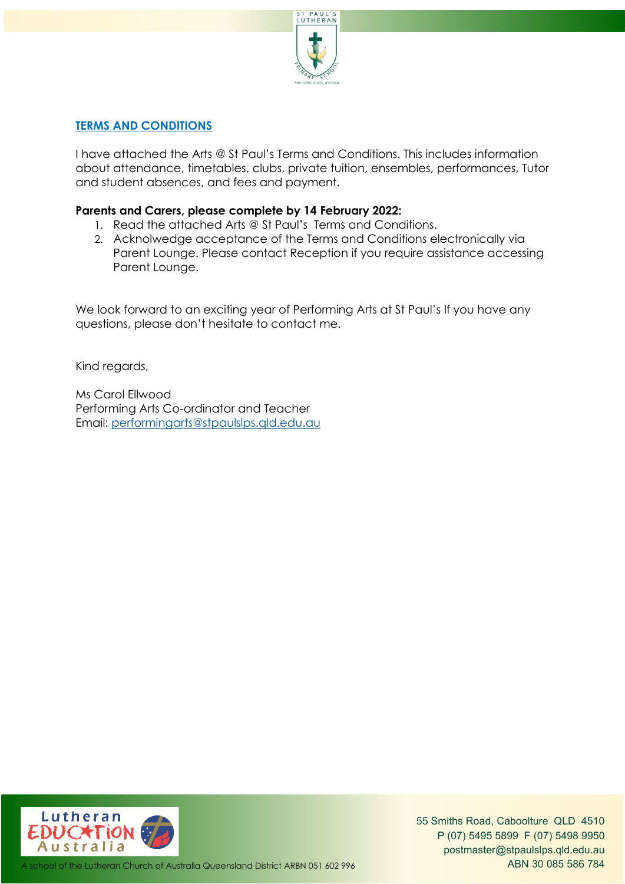## TERMS AND CONDITIONS

I have attached the Arts @ St Paul's Terms and Conditions. This includes information about attendance, timetables, clubs, private tuition, ensembles, performances, Tutor and student absences, and fees and payment.

**Parents and Carers, please complete by 14 February 2022:**

1. Read the attached Arts @ St Paul's Terms and Conditions.
2. Acknowledge acceptance of the Terms and Conditions electronically via Parent Lounge. Please contact Reception if you require assistance accessing Parent Lounge.

We look forward to an exciting year of Performing Arts at St Paul's If you have any questions, please don't hesitate to contact me.

Kind regards,

Ms Carol Ellwood
Performing Arts Co-ordinator and Teacher
Email: performingarts@stpaulslps.qld.edu.au

A school of the Lutheran Church of Australia Queensland District ARBN 051 602 996

55 Smiths Road, Caboolture QLD 4510
P (07) 5495 5899 F (07) 5498 9950
postmaster@stpaulslps.qld.edu.au
ABN 30 085 586 784